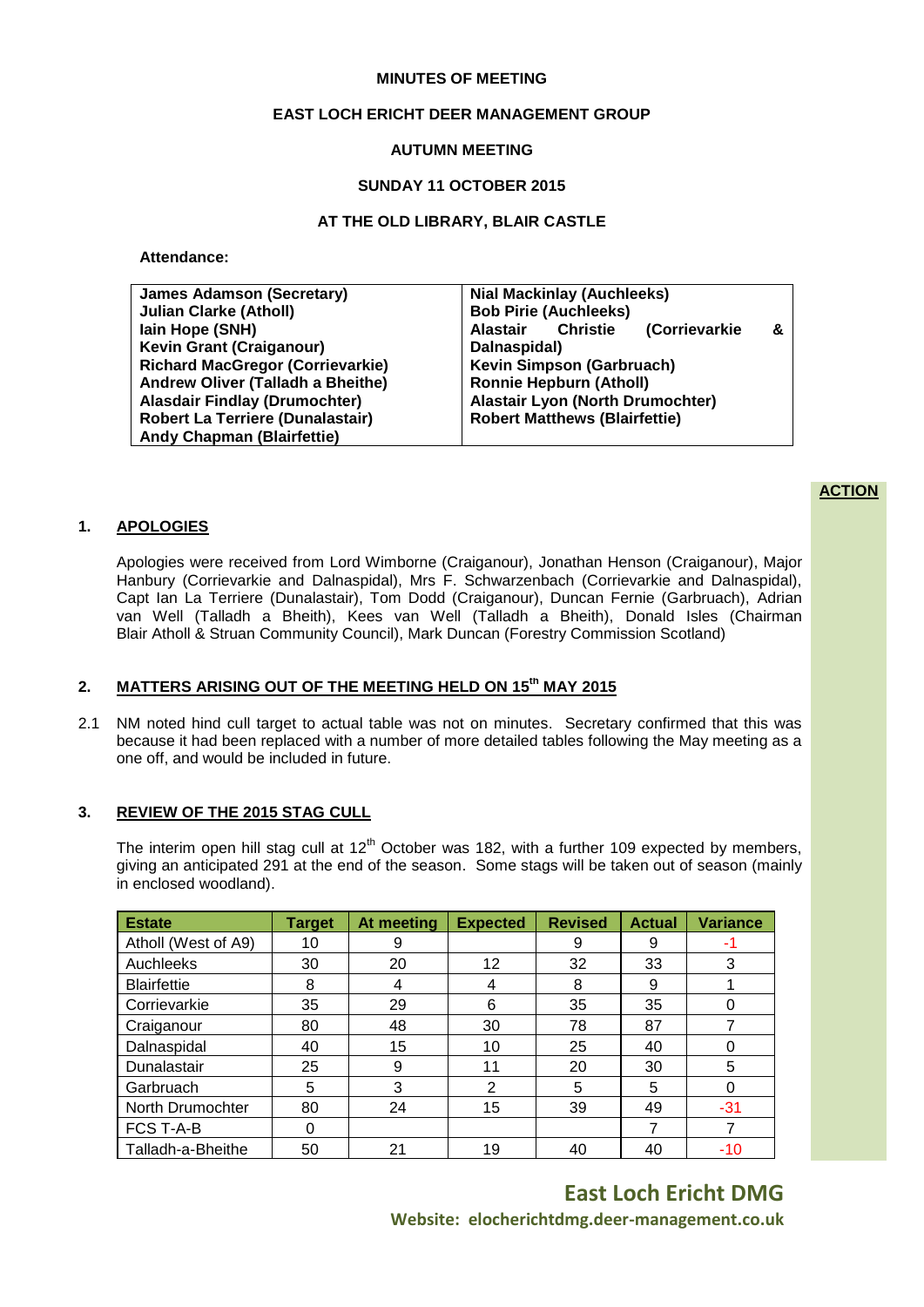**MINUTES OF MEETING**

**EAST LOCH ERICHT DEER MANAGEMENT GROUP**

**AUTUMN MEETING**

**SUNDAY 11 OCTOBER 2015**

**AT THE OLD LIBRARY, BLAIR CASTLE**

**Attendance:**

| | |
|---|---|
| **James Adamson (Secretary)** | **Nial Mackinlay (Auchleeks)** |
| **Julian Clarke (Atholl)** | **Bob Pirie (Auchleeks)** |
| **Iain Hope (SNH)** | **Alastair Christie (Corrievarkie & Dalnaspidal)** |
| **Kevin Grant (Craiganour)** | **Kevin Simpson (Garbruach)** |
| **Richard MacGregor (Corrievarkie)** | **Ronnie Hepburn (Atholl)** |
| **Andrew Oliver (Talladh a Bheithe)** | **Alastair Lyon (North Drumochter)** |
| **Alasdair Findlay (Drumochter)** | **Robert Matthews (Blairfettie)** |
| **Robert La Terriere (Dunalastair)** | |
| **Andy Chapman (Blairfettie)** | |

**ACTION**

## 1. APOLOGIES

Apologies were received from Lord Wimborne (Craiganour), Jonathan Henson (Craiganour), Major Hanbury (Corrievarkie and Dalnaspidal), Mrs F. Schwarzenbach (Corrievarkie and Dalnaspidal), Capt Ian La Terriere (Dunalastair), Tom Dodd (Craiganour), Duncan Fernie (Garbruach), Adrian van Well (Talladh a Bheith), Kees van Well (Talladh a Bheith), Donald Isles (Chairman Blair Atholl & Struan Community Council), Mark Duncan (Forestry Commission Scotland)

## 2. MATTERS ARISING OUT OF THE MEETING HELD ON 15th MAY 2015

2.1 NM noted hind cull target to actual table was not on minutes. Secretary confirmed that this was because it had been replaced with a number of more detailed tables following the May meeting as a one off, and would be included in future.

## 3. REVIEW OF THE 2015 STAG CULL

The interim open hill stag cull at 12th October was 182, with a further 109 expected by members, giving an anticipated 291 at the end of the season. Some stags will be taken out of season (mainly in enclosed woodland).

| Estate | Target | At meeting | Expected | Revised | Actual | Variance |
|---|---|---|---|---|---|---|
| Atholl (West of A9) | 10 | 9 | | 9 | 9 | -1 |
| Auchleeks | 30 | 20 | 12 | 32 | 33 | 3 |
| Blairfettie | 8 | 4 | 4 | 8 | 9 | 1 |
| Corrievarkie | 35 | 29 | 6 | 35 | 35 | 0 |
| Craiganour | 80 | 48 | 30 | 78 | 87 | 7 |
| Dalnaspidal | 40 | 15 | 10 | 25 | 40 | 0 |
| Dunalastair | 25 | 9 | 11 | 20 | 30 | 5 |
| Garbruach | 5 | 3 | 2 | 5 | 5 | 0 |
| North Drumochter | 80 | 24 | 15 | 39 | 49 | -31 |
| FCS T-A-B | 0 | | | | 7 | 7 |
| Talladh-a-Bheithe | 50 | 21 | 19 | 40 | 40 | -10 |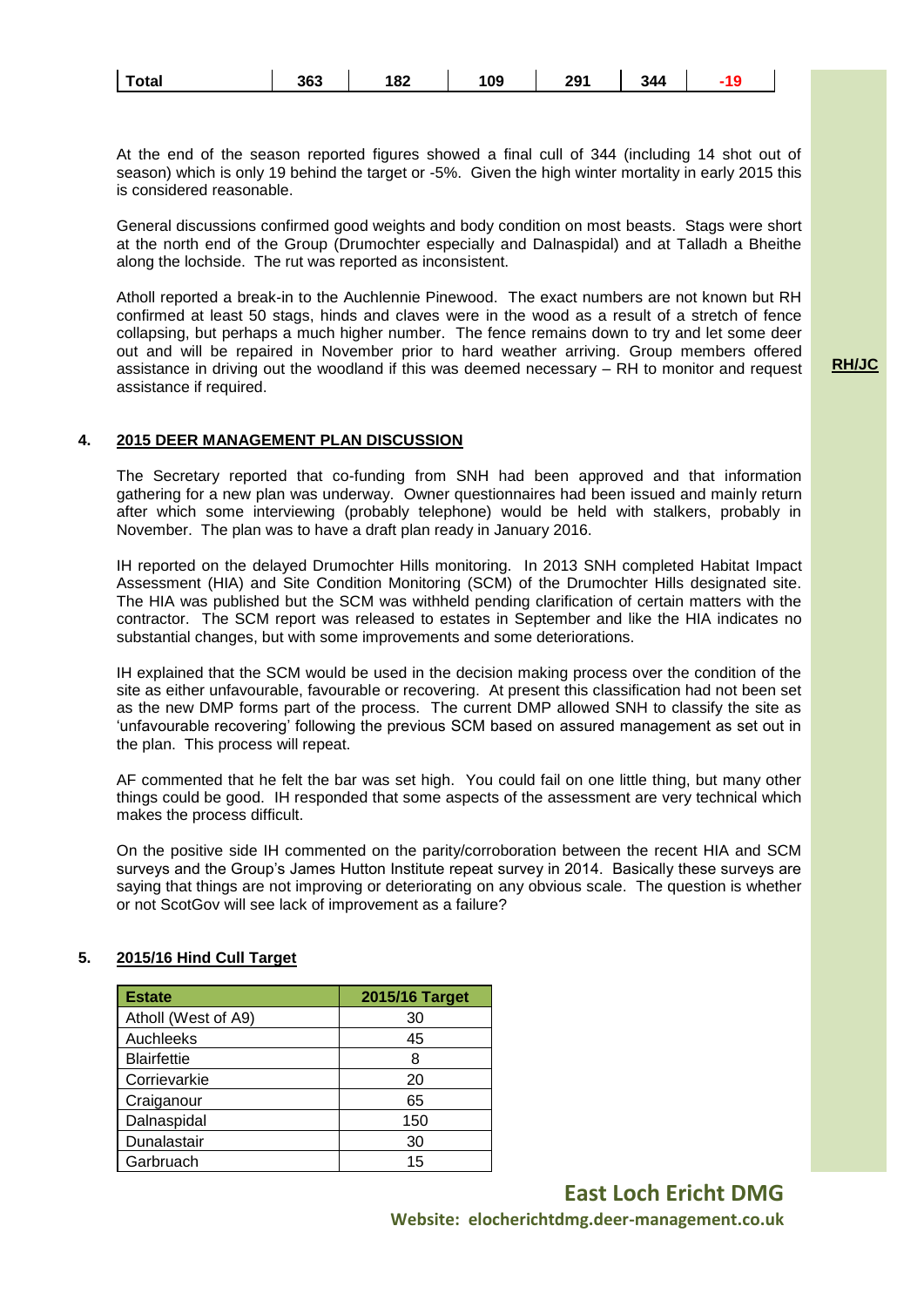| Total | 363 | 182 | 109 | 291 | 344 | -19 |
|---|---|---|---|---|---|---|

At the end of the season reported figures showed a final cull of 344 (including 14 shot out of season) which is only 19 behind the target or -5%. Given the high winter mortality in early 2015 this is considered reasonable.

General discussions confirmed good weights and body condition on most beasts. Stags were short at the north end of the Group (Drumochter especially and Dalnaspidal) and at Talladh a Bheithe along the lochside. The rut was reported as inconsistent.

Atholl reported a break-in to the Auchlennie Pinewood. The exact numbers are not known but RH confirmed at least 50 stags, hinds and claves were in the wood as a result of a stretch of fence collapsing, but perhaps a much higher number. The fence remains down to try and let some deer out and will be repaired in November prior to hard weather arriving. Group members offered assistance in driving out the woodland if this was deemed necessary – RH to monitor and request assistance if required. **RH/JC**

## 4. 2015 DEER MANAGEMENT PLAN DISCUSSION

The Secretary reported that co-funding from SNH had been approved and that information gathering for a new plan was underway. Owner questionnaires had been issued and mainly return after which some interviewing (probably telephone) would be held with stalkers, probably in November. The plan was to have a draft plan ready in January 2016.

IH reported on the delayed Drumochter Hills monitoring. In 2013 SNH completed Habitat Impact Assessment (HIA) and Site Condition Monitoring (SCM) of the Drumochter Hills designated site. The HIA was published but the SCM was withheld pending clarification of certain matters with the contractor. The SCM report was released to estates in September and like the HIA indicates no substantial changes, but with some improvements and some deteriorations.

IH explained that the SCM would be used in the decision making process over the condition of the site as either unfavourable, favourable or recovering. At present this classification had not been set as the new DMP forms part of the process. The current DMP allowed SNH to classify the site as 'unfavourable recovering' following the previous SCM based on assured management as set out in the plan. This process will repeat.

AF commented that he felt the bar was set high. You could fail on one little thing, but many other things could be good. IH responded that some aspects of the assessment are very technical which makes the process difficult.

On the positive side IH commented on the parity/corroboration between the recent HIA and SCM surveys and the Group's James Hutton Institute repeat survey in 2014. Basically these surveys are saying that things are not improving or deteriorating on any obvious scale. The question is whether or not ScotGov will see lack of improvement as a failure?

## 5. 2015/16 Hind Cull Target

| Estate | 2015/16 Target |
|---|---|
| Atholl (West of A9) | 30 |
| Auchleeks | 45 |
| Blairfettie | 8 |
| Corrievarkie | 20 |
| Craiganour | 65 |
| Dalnaspidal | 150 |
| Dunalastair | 30 |
| Garbruach | 15 |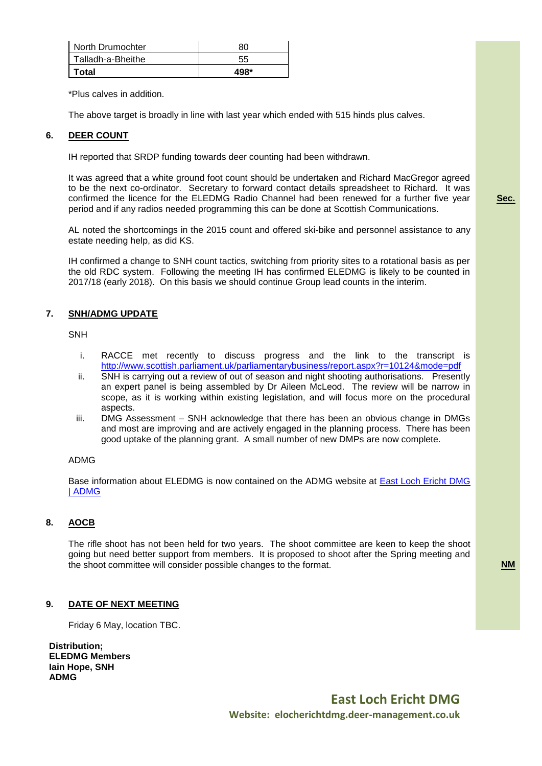| North Drumochter | 80 |
|---|---|
| Talladh-a-Bheithe | 55 |
| **Total** | **498*** |

*Plus calves in addition.

The above target is broadly in line with last year which ended with 515 hinds plus calves.

## 6. DEER COUNT

IH reported that SRDP funding towards deer counting had been withdrawn.

It was agreed that a white ground foot count should be undertaken and Richard MacGregor agreed to be the next co-ordinator. Secretary to forward contact details spreadsheet to Richard. It was confirmed the licence for the ELEDMG Radio Channel had been renewed for a further five year period and if any radios needed programming this can be done at Scottish Communications. **Sec.**

AL noted the shortcomings in the 2015 count and offered ski-bike and personnel assistance to any estate needing help, as did KS.

IH confirmed a change to SNH count tactics, switching from priority sites to a rotational basis as per the old RDC system. Following the meeting IH has confirmed ELEDMG is likely to be counted in 2017/18 (early 2018). On this basis we should continue Group lead counts in the interim.

## 7. SNH/ADMG UPDATE

SNH

i. RACCE met recently to discuss progress and the link to the transcript is http://www.scottish.parliament.uk/parliamentarybusiness/report.aspx?r=10124&mode=pdf
ii. SNH is carrying out a review of out of season and night shooting authorisations. Presently an expert panel is being assembled by Dr Aileen McLeod. The review will be narrow in scope, as it is working within existing legislation, and will focus more on the procedural aspects.
iii. DMG Assessment – SNH acknowledge that there has been an obvious change in DMGs and most are improving and are actively engaged in the planning process. There has been good uptake of the planning grant. A small number of new DMPs are now complete.

ADMG

Base information about ELEDMG is now contained on the ADMG website at East Loch Ericht DMG | ADMG

## 8. AOCB

The rifle shoot has not been held for two years. The shoot committee are keen to keep the shoot going but need better support from members. It is proposed to shoot after the Spring meeting and the shoot committee will consider possible changes to the format. **NM**

## 9. DATE OF NEXT MEETING

Friday 6 May, location TBC.

**Distribution;**
**ELEDMG Members**
**Iain Hope, SNH**
**ADMG**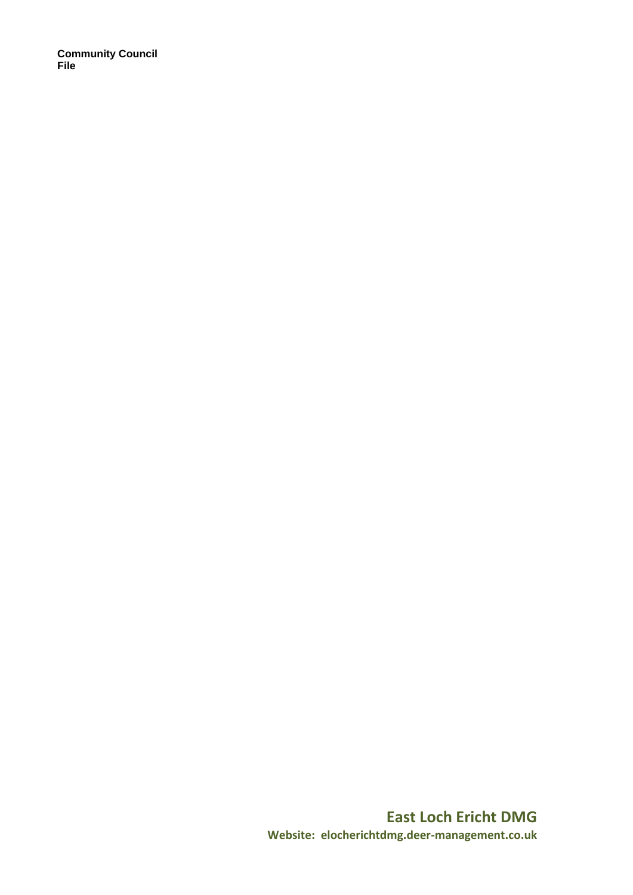**Community Council File**

**East Loch Ericht DMG**

**Website: elocherichtdmg.deer-management.co.uk**